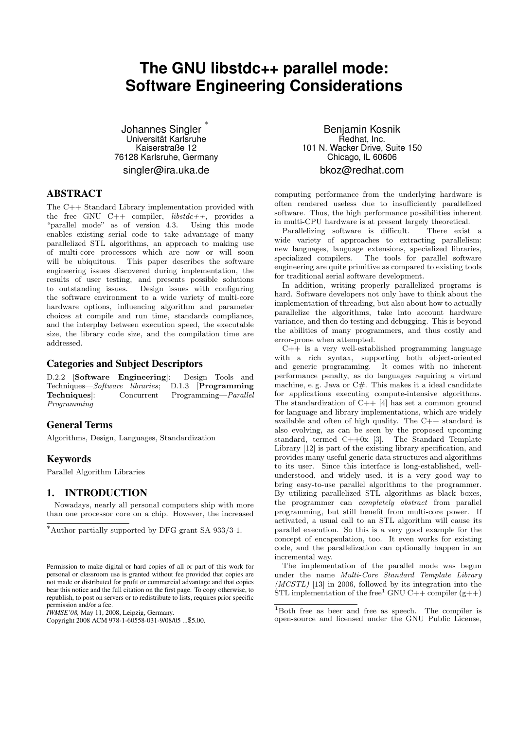# The GNU libstdc++ parallel mode: Software Engineering Considerations

Johannes Singler [*]
Universität Karlsruhe
Kaiserstraße 12
76128 Karlsruhe, Germany
singler@ira.uka.de

Benjamin Kosnik
Redhat, Inc.
101 N. Wacker Drive, Suite 150
Chicago, IL 60606
bkoz@redhat.com

## ABSTRACT

The C++ Standard Library implementation provided with the free GNU C++ compiler, *libstdc++*, provides a "parallel mode" as of version 4.3. Using this mode enables existing serial code to take advantage of many parallelized STL algorithms, an approach to making use of multi-core processors which are now or will soon be ubiquitous. This paper describes the software engineering issues discovered during implementation, the results of user testing, and presents possible solutions to outstanding issues. Design issues with configuring the software environment to a wide variety of multi-core hardware options, influencing algorithm and parameter choices at compile and run time, standards compliance, and the interplay between execution speed, the executable size, the library code size, and the compilation time are addressed.

## Categories and Subject Descriptors

D.2.2 [**Software Engineering**]: Design Tools and Techniques—*Software libraries*; D.1.3 [**Programming Techniques**]: Concurrent Programming—*Parallel Programming*

## General Terms

Algorithms, Design, Languages, Standardization

## Keywords

Parallel Algorithm Libraries

## 1. INTRODUCTION

Nowadays, nearly all personal computers ship with more than one processor core on a chip. However, the increased computing performance from the underlying hardware is often rendered useless due to insufficiently parallelized software. Thus, the high performance possibilities inherent in multi-CPU hardware is at present largely theoretical.

Parallelizing software is difficult. There exist a wide variety of approaches to extracting parallelism: new languages, language extensions, specialized libraries, specialized compilers. The tools for parallel software engineering are quite primitive as compared to existing tools for traditional serial software development.

In addition, writing properly parallelized programs is hard. Software developers not only have to think about the implementation of threading, but also about how to actually parallelize the algorithms, take into account hardware variance, and then do testing and debugging. This is beyond the abilities of many programmers, and thus costly and error-prone when attempted.

C++ is a very well-established programming language with a rich syntax, supporting both object-oriented and generic programming. It comes with no inherent performance penalty, as do languages requiring a virtual machine, e. g. Java or C#. This makes it a ideal candidate for applications executing compute-intensive algorithms. The standardization of C++ [4] has set a common ground for language and library implementations, which are widely available and often of high quality. The C++ standard is also evolving, as can be seen by the proposed upcoming standard, termed C++0x [3]. The Standard Template Library [12] is part of the existing library specification, and provides many useful generic data structures and algorithms to its user. Since this interface is long-established, well-understood, and widely used, it is a very good way to bring easy-to-use parallel algorithms to the programmer. By utilizing parallelized STL algorithms as black boxes, the programmer can *completely abstract* from parallel programming, but still benefit from multi-core power. If activated, a usual call to an STL algorithm will cause its parallel execution. So this is a very good example for the concept of encapsulation, too. It even works for existing code, and the parallelization can optionally happen in an incremental way.

The implementation of the parallel mode was begun under the name *Multi-Core Standard Template Library (MCSTL)* [13] in 2006, followed by its integration into the STL implementation of the free[1] GNU C++ compiler (g++)

[*]Author partially supported by DFG grant SA 933/3-1.

[1]Both free as beer and free as speech. The compiler is open-source and licensed under the GNU Public License,

Permission to make digital or hard copies of all or part of this work for personal or classroom use is granted without fee provided that copies are not made or distributed for profit or commercial advantage and that copies bear this notice and the full citation on the first page. To copy otherwise, to republish, to post on servers or to redistribute to lists, requires prior specific permission and/or a fee.
*IWMSE'08,* May 11, 2008, Leipzig, Germany.
Copyright 2008 ACM 978-1-60558-031-9/08/05 ...$5.00.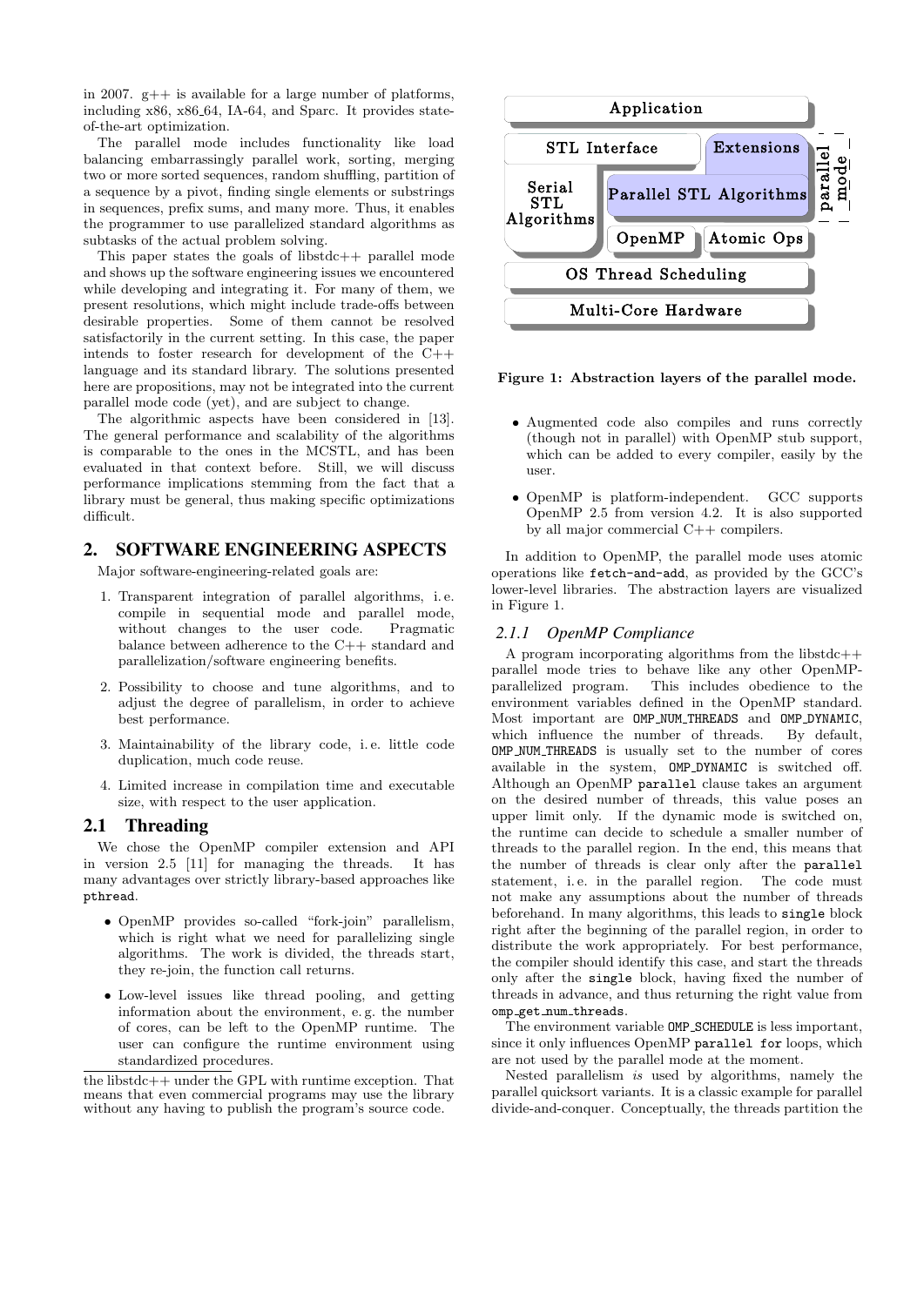in 2007. g++ is available for a large number of platforms, including x86, x86_64, IA-64, and Sparc. It provides state-of-the-art optimization.

The parallel mode includes functionality like load balancing embarrassingly parallel work, sorting, merging two or more sorted sequences, random shuffling, partition of a sequence by a pivot, finding single elements or substrings in sequences, prefix sums, and many more. Thus, it enables the programmer to use parallelized standard algorithms as subtasks of the actual problem solving.

This paper states the goals of libstdc++ parallel mode and shows up the software engineering issues we encountered while developing and integrating it. For many of them, we present resolutions, which might include trade-offs between desirable properties. Some of them cannot be resolved satisfactorily in the current setting. In this case, the paper intends to foster research for development of the C++ language and its standard library. The solutions presented here are propositions, may not be integrated into the current parallel mode code (yet), and are subject to change.

The algorithmic aspects have been considered in [13]. The general performance and scalability of the algorithms is comparable to the ones in the MCSTL, and has been evaluated in that context before. Still, we will discuss performance implications stemming from the fact that a library must be general, thus making specific optimizations difficult.

## 2. SOFTWARE ENGINEERING ASPECTS

Major software-engineering-related goals are:

1. Transparent integration of parallel algorithms, i. e. compile in sequential mode and parallel mode, without changes to the user code. Pragmatic balance between adherence to the C++ standard and parallelization/software engineering benefits.
2. Possibility to choose and tune algorithms, and to adjust the degree of parallelism, in order to achieve best performance.
3. Maintainability of the library code, i. e. little code duplication, much code reuse.
4. Limited increase in compilation time and executable size, with respect to the user application.

### 2.1 Threading

We chose the OpenMP compiler extension and API in version 2.5 [11] for managing the threads. It has many advantages over strictly library-based approaches like `pthread`.

- OpenMP provides so-called "fork-join" parallelism, which is right what we need for parallelizing single algorithms. The work is divided, the threads start, they re-join, the function call returns.
- Low-level issues like thread pooling, and getting information about the environment, e. g. the number of cores, can be left to the OpenMP runtime. The user can configure the runtime environment using standardized procedures.
- Augmented code also compiles and runs correctly (though not in parallel) with OpenMP stub support, which can be added to every compiler, easily by the user.
- OpenMP is platform-independent. GCC supports OpenMP 2.5 from version 4.2. It is also supported by all major commercial C++ compilers.

In addition to OpenMP, the parallel mode uses atomic operations like `fetch-and-add`, as provided by the GCC's lower-level libraries. The abstraction layers are visualized in Figure 1.

| Application | | |
|---|---|---|
| STL Interface | Extensions | parallel mode |
| Serial STL Algorithms | Parallel STL Algorithms | parallel mode |
| Serial STL Algorithms | OpenMP / Atomic Ops | |
| OS Thread Scheduling | | |
| Multi-Core Hardware | | |

**Figure 1: Abstraction layers of the parallel mode.**

#### 2.1.1 *OpenMP Compliance*

A program incorporating algorithms from the libstdc++ parallel mode tries to behave like any other OpenMP-parallelized program. This includes obedience to the environment variables defined in the OpenMP standard. Most important are `OMP_NUM_THREADS` and `OMP_DYNAMIC`, which influence the number of threads. By default, `OMP_NUM_THREADS` is usually set to the number of cores available in the system, `OMP_DYNAMIC` is switched off. Although an OpenMP `parallel` clause takes an argument on the desired number of threads, this value poses an upper limit only. If the dynamic mode is switched on, the runtime can decide to schedule a smaller number of threads to the parallel region. In the end, this means that the number of threads is clear only after the `parallel` statement, i. e. in the parallel region. The code must not make any assumptions about the number of threads beforehand. In many algorithms, this leads to `single` block right after the beginning of the parallel region, in order to distribute the work appropriately. For best performance, the compiler should identify this case, and start the threads only after the `single` block, having fixed the number of threads in advance, and thus returning the right value from `omp_get_num_threads`.

The environment variable `OMP_SCHEDULE` is less important, since it only influences OpenMP `parallel for` loops, which are not used by the parallel mode at the moment.

Nested parallelism *is* used by algorithms, namely the parallel quicksort variants. It is a classic example for parallel divide-and-conquer. Conceptually, the threads partition the

---

the libstdc++ under the GPL with runtime exception. That means that even commercial programs may use the library without any having to publish the program's source code.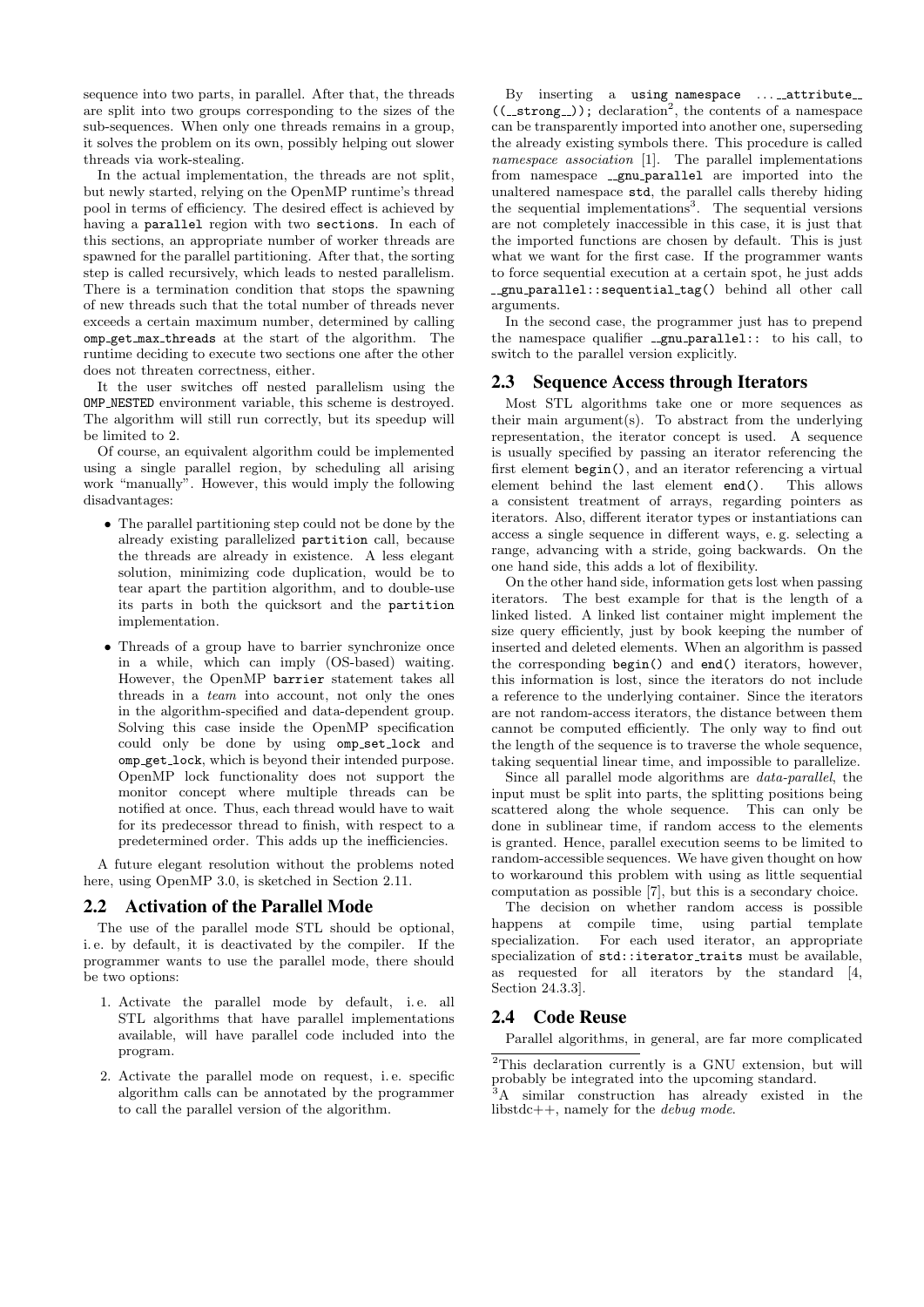sequence into two parts, in parallel. After that, the threads are split into two groups corresponding to the sizes of the sub-sequences. When only one threads remains in a group, it solves the problem on its own, possibly helping out slower threads via work-stealing.

In the actual implementation, the threads are not split, but newly started, relying on the OpenMP runtime's thread pool in terms of efficiency. The desired effect is achieved by having a `parallel` region with two `sections`. In each of this sections, an appropriate number of worker threads are spawned for the parallel partitioning. After that, the sorting step is called recursively, which leads to nested parallelism. There is a termination condition that stops the spawning of new threads such that the total number of threads never exceeds a certain maximum number, determined by calling `omp_get_max_threads` at the start of the algorithm. The runtime deciding to execute two sections one after the other does not threaten correctness, either.

It the user switches off nested parallelism using the `OMP_NESTED` environment variable, this scheme is destroyed. The algorithm will still run correctly, but its speedup will be limited to 2.

Of course, an equivalent algorithm could be implemented using a single parallel region, by scheduling all arising work "manually". However, this would imply the following disadvantages:

- The parallel partitioning step could not be done by the already existing parallelized `partition` call, because the threads are already in existence. A less elegant solution, minimizing code duplication, would be to tear apart the partition algorithm, and to double-use its parts in both the quicksort and the `partition` implementation.
- Threads of a group have to barrier synchronize once in a while, which can imply (OS-based) waiting. However, the OpenMP `barrier` statement takes all threads in a *team* into account, not only the ones in the algorithm-specified and data-dependent group. Solving this case inside the OpenMP specification could only be done by using `omp_set_lock` and `omp_get_lock`, which is beyond their intended purpose. OpenMP lock functionality does not support the monitor concept where multiple threads can be notified at once. Thus, each thread would have to wait for its predecessor thread to finish, with respect to a predetermined order. This adds up the inefficiencies.

A future elegant resolution without the problems noted here, using OpenMP 3.0, is sketched in Section 2.11.

## 2.2 Activation of the Parallel Mode

The use of the parallel mode STL should be optional, i.e. by default, it is deactivated by the compiler. If the programmer wants to use the parallel mode, there should be two options:

1. Activate the parallel mode by default, i.e. all STL algorithms that have parallel implementations available, will have parallel code included into the program.
2. Activate the parallel mode on request, i.e. specific algorithm calls can be annotated by the programmer to call the parallel version of the algorithm.

By inserting a `using namespace ... __attribute__ ((__strong__));` declaration[2], the contents of a namespace can be transparently imported into another one, superseding the already existing symbols there. This procedure is called *namespace association* [1]. The parallel implementations from namespace `__gnu_parallel` are imported into the unaltered namespace `std`, the parallel calls thereby hiding the sequential implementations[3]. The sequential versions are not completely inaccessible in this case, it is just that the imported functions are chosen by default. This is just what we want for the first case. If the programmer wants to force sequential execution at a certain spot, he just adds `__gnu_parallel::sequential_tag()` behind all other call arguments.

In the second case, the programmer just has to prepend the namespace qualifier `__gnu_parallel::` to his call, to switch to the parallel version explicitly.

## 2.3 Sequence Access through Iterators

Most STL algorithms take one or more sequences as their main argument(s). To abstract from the underlying representation, the iterator concept is used. A sequence is usually specified by passing an iterator referencing the first element `begin()`, and an iterator referencing a virtual element behind the last element `end()`. This allows a consistent treatment of arrays, regarding pointers as iterators. Also, different iterator types or instantiations can access a single sequence in different ways, e.g. selecting a range, advancing with a stride, going backwards. On the one hand side, this adds a lot of flexibility.

On the other hand side, information gets lost when passing iterators. The best example for that is the length of a linked listed. A linked list container might implement the size query efficiently, just by book keeping the number of inserted and deleted elements. When an algorithm is passed the corresponding `begin()` and `end()` iterators, however, this information is lost, since the iterators do not include a reference to the underlying container. Since the iterators are not random-access iterators, the distance between them cannot be computed efficiently. The only way to find out the length of the sequence is to traverse the whole sequence, taking sequential linear time, and impossible to parallelize.

Since all parallel mode algorithms are *data-parallel*, the input must be split into parts, the splitting positions being scattered along the whole sequence. This can only be done in sublinear time, if random access to the elements is granted. Hence, parallel execution seems to be limited to random-accessible sequences. We have given thought on how to workaround this problem with using as little sequential computation as possible [7], but this is a secondary choice.

The decision on whether random access is possible happens at compile time, using partial template specialization. For each used iterator, an appropriate specialization of `std::iterator_traits` must be available, as requested for all iterators by the standard [4, Section 24.3.3].

## 2.4 Code Reuse

Parallel algorithms, in general, are far more complicated

[2] This declaration currently is a GNU extension, but will probably be integrated into the upcoming standard.

[3] A similar construction has already existed in the libstdc++, namely for the *debug mode*.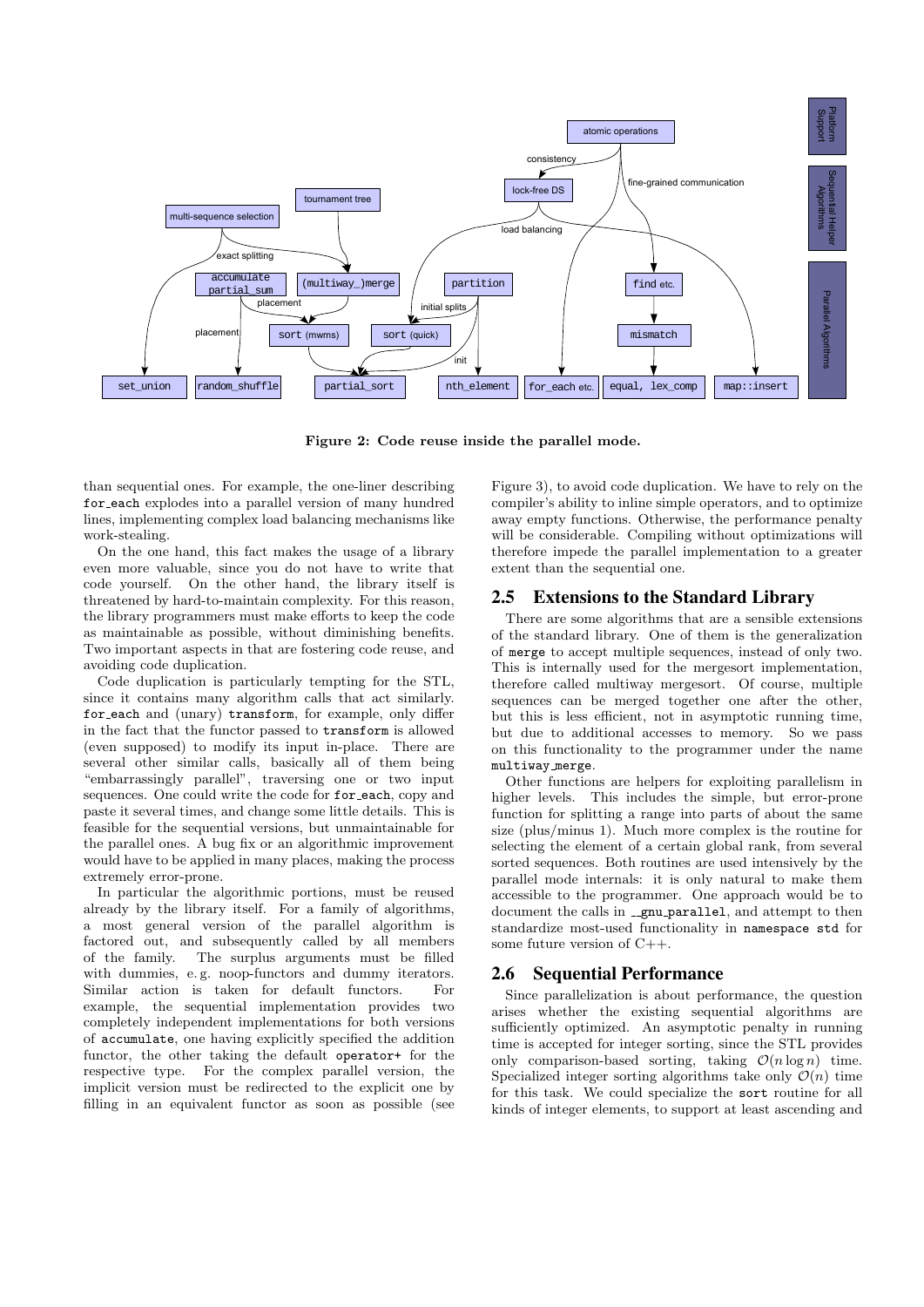Platform Support

Sequential Helper Algorithms

Parallel Algorithms

atomic operations

consistency

fine-grained communication

lock-free DS

load balancing

tournament tree

multi-sequence selection

exact splitting

accumulate partial_sum

(multiway_)merge

partition

find etc.

placement

initial splits

placement

sort (mwms)

sort (quick)

mismatch

init

set_union

random_shuffle

partial_sort

nth_element

for_each etc.

equal, lex_comp

map::insert

**Figure 2: Code reuse inside the parallel mode.**

than sequential ones. For example, the one-liner describing for_each explodes into a parallel version of many hundred lines, implementing complex load balancing mechanisms like work-stealing.

On the one hand, this fact makes the usage of a library even more valuable, since you do not have to write that code yourself. On the other hand, the library itself is threatened by hard-to-maintain complexity. For this reason, the library programmers must make efforts to keep the code as maintainable as possible, without diminishing benefits. Two important aspects in that are fostering code reuse, and avoiding code duplication.

Code duplication is particularly tempting for the STL, since it contains many algorithm calls that act similarly. for_each and (unary) transform, for example, only differ in the fact that the functor passed to transform is allowed (even supposed) to modify its input in-place. There are several other similar calls, basically all of them being "embarrassingly parallel", traversing one or two input sequences. One could write the code for for_each, copy and paste it several times, and change some little details. This is feasible for the sequential versions, but unmaintainable for the parallel ones. A bug fix or an algorithmic improvement would have to be applied in many places, making the process extremely error-prone.

In particular the algorithmic portions, must be reused already by the library itself. For a family of algorithms, a most general version of the parallel algorithm is factored out, and subsequently called by all members of the family. The surplus arguments must be filled with dummies, e. g. noop-functors and dummy iterators. Similar action is taken for default functors. For example, the sequential implementation provides two completely independent implementations for both versions of accumulate, one having explicitly specified the addition functor, the other taking the default operator+ for the respective type. For the complex parallel version, the implicit version must be redirected to the explicit one by filling in an equivalent functor as soon as possible (see Figure 3), to avoid code duplication. We have to rely on the compiler's ability to inline simple operators, and to optimize away empty functions. Otherwise, the performance penalty will be considerable. Compiling without optimizations will therefore impede the parallel implementation to a greater extent than the sequential one.

## 2.5 Extensions to the Standard Library

There are some algorithms that are a sensible extensions of the standard library. One of them is the generalization of merge to accept multiple sequences, instead of only two. This is internally used for the mergesort implementation, therefore called multiway mergesort. Of course, multiple sequences can be merged together one after the other, but this is less efficient, not in asymptotic running time, but due to additional accesses to memory. So we pass on this functionality to the programmer under the name multiway_merge.

Other functions are helpers for exploiting parallelism in higher levels. This includes the simple, but error-prone function for splitting a range into parts of about the same size (plus/minus 1). Much more complex is the routine for selecting the element of a certain global rank, from several sorted sequences. Both routines are used intensively by the parallel mode internals: it is only natural to make them accessible to the programmer. One approach would be to document the calls in __gnu_parallel, and attempt to then standardize most-used functionality in namespace std for some future version of C++.

## 2.6 Sequential Performance

Since parallelization is about performance, the question arises whether the existing sequential algorithms are sufficiently optimized. An asymptotic penalty in running time is accepted for integer sorting, since the STL provides only comparison-based sorting, taking $\mathcal{O}(n \log n)$ time. Specialized integer sorting algorithms take only $\mathcal{O}(n)$ time for this task. We could specialize the sort routine for all kinds of integer elements, to support at least ascending and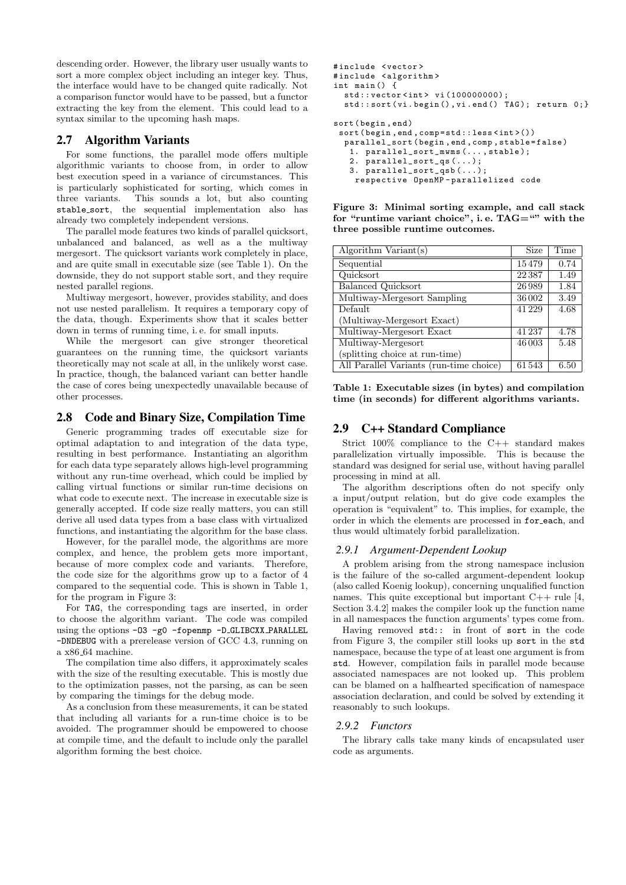descending order. However, the library user usually wants to sort a more complex object including an integer key. Thus, the interface would have to be changed quite radically. Not a comparison functor would have to be passed, but a functor extracting the key from the element. This could lead to a syntax similar to the upcoming hash maps.

## 2.7 Algorithm Variants

For some functions, the parallel mode offers multiple algorithmic variants to choose from, in order to allow best execution speed in a variance of circumstances. This is particularly sophisticated for sorting, which comes in three variants. This sounds a lot, but also counting `stable_sort`, the sequential implementation also has already two completely independent versions.

The parallel mode features two kinds of parallel quicksort, unbalanced and balanced, as well as a the multiway mergesort. The quicksort variants work completely in place, and are quite small in executable size (see Table 1). On the downside, they do not support stable sort, and they require nested parallel regions.

Multiway mergesort, however, provides stability, and does not use nested parallelism. It requires a temporary copy of the data, though. Experiments show that it scales better down in terms of running time, i. e. for small inputs.

While the mergesort can give stronger theoretical guarantees on the running time, the quicksort variants theoretically may not scale at all, in the unlikely worst case. In practice, though, the balanced variant can better handle the case of cores being unexpectedly unavailable because of other processes.

## 2.8 Code and Binary Size, Compilation Time

Generic programming trades off executable size for optimal adaptation to and integration of the data type, resulting in best performance. Instantiating an algorithm for each data type separately allows high-level programming without any run-time overhead, which could be implied by calling virtual functions or similar run-time decisions on what code to execute next. The increase in executable size is generally accepted. If code size really matters, you can still derive all used data types from a base class with virtualized functions, and instantiating the algorithm for the base class.

However, for the parallel mode, the algorithms are more complex, and hence, the problem gets more important, because of more complex code and variants. Therefore, the code size for the algorithms grow up to a factor of 4 compared to the sequential code. This is shown in Table 1, for the program in Figure 3:

For `TAG`, the corresponding tags are inserted, in order to choose the algorithm variant. The code was compiled using the options `-O3 -g0 -fopenmp -D_GLIBCXX_PARALLEL -DNDEBUG` with a prerelease version of GCC 4.3, running on a x86_64 machine.

The compilation time also differs, it approximately scales with the size of the resulting executable. This is mostly due to the optimization passes, not the parsing, as can be seen by comparing the timings for the debug mode.

As a conclusion from these measurements, it can be stated that including all variants for a run-time choice is to be avoided. The programmer should be empowered to choose at compile time, and the default to include only the parallel algorithm forming the best choice.

```
#include <vector>
#include <algorithm>
int main() {
  std::vector<int> vi(100000000);
  std::sort(vi.begin(),vi.end() TAG); return 0;}

sort(begin,end)
 sort(begin,end,comp=std::less<int>())
  parallel_sort(begin,end,comp,stable=false)
   1. parallel_sort_mwms(...,stable);
   2. parallel_sort_qs(...);
   3. parallel_sort_qsb(...);
    respective OpenMP-parallelized code
```

**Figure 3: Minimal sorting example, and call stack for "runtime variant choice", i. e. TAG="" with the three possible runtime outcomes.**

| Algorithm Variant(s) | Size | Time |
|---|---|---|
| Sequential | 15 479 | 0.74 |
| Quicksort | 22 387 | 1.49 |
| Balanced Quicksort | 26 989 | 1.84 |
| Multiway-Mergesort Sampling | 36 002 | 3.49 |
| Default (Multiway-Mergesort Exact) | 41 229 | 4.68 |
| Multiway-Mergesort Exact | 41 237 | 4.78 |
| Multiway-Mergesort (splitting choice at run-time) | 46 003 | 5.48 |
| All Parallel Variants (run-time choice) | 61 543 | 6.50 |

**Table 1: Executable sizes (in bytes) and compilation time (in seconds) for different algorithms variants.**

## 2.9 C++ Standard Compliance

Strict 100% compliance to the C++ standard makes parallelization virtually impossible. This is because the standard was designed for serial use, without having parallel processing in mind at all.

The algorithm descriptions often do not specify only a input/output relation, but do give code examples the operation is "equivalent" to. This implies, for example, the order in which the elements are processed in `for_each`, and thus would ultimately forbid parallelization.

### 2.9.1 *Argument-Dependent Lookup*

A problem arising from the strong namespace inclusion is the failure of the so-called argument-dependent lookup (also called Koenig lookup), concerning unqualified function names. This quite exceptional but important C++ rule [4, Section 3.4.2] makes the compiler look up the function name in all namespaces the function arguments' types come from.

Having removed `std::` in front of `sort` in the code from Figure 3, the compiler still looks up `sort` in the `std` namespace, because the type of at least one argument is from `std`. However, compilation fails in parallel mode because associated namespaces are not looked up. This problem can be blamed on a halfhearted specification of namespace association declaration, and could be solved by extending it reasonably to such lookups.

### 2.9.2 *Functors*

The library calls take many kinds of encapsulated user code as arguments.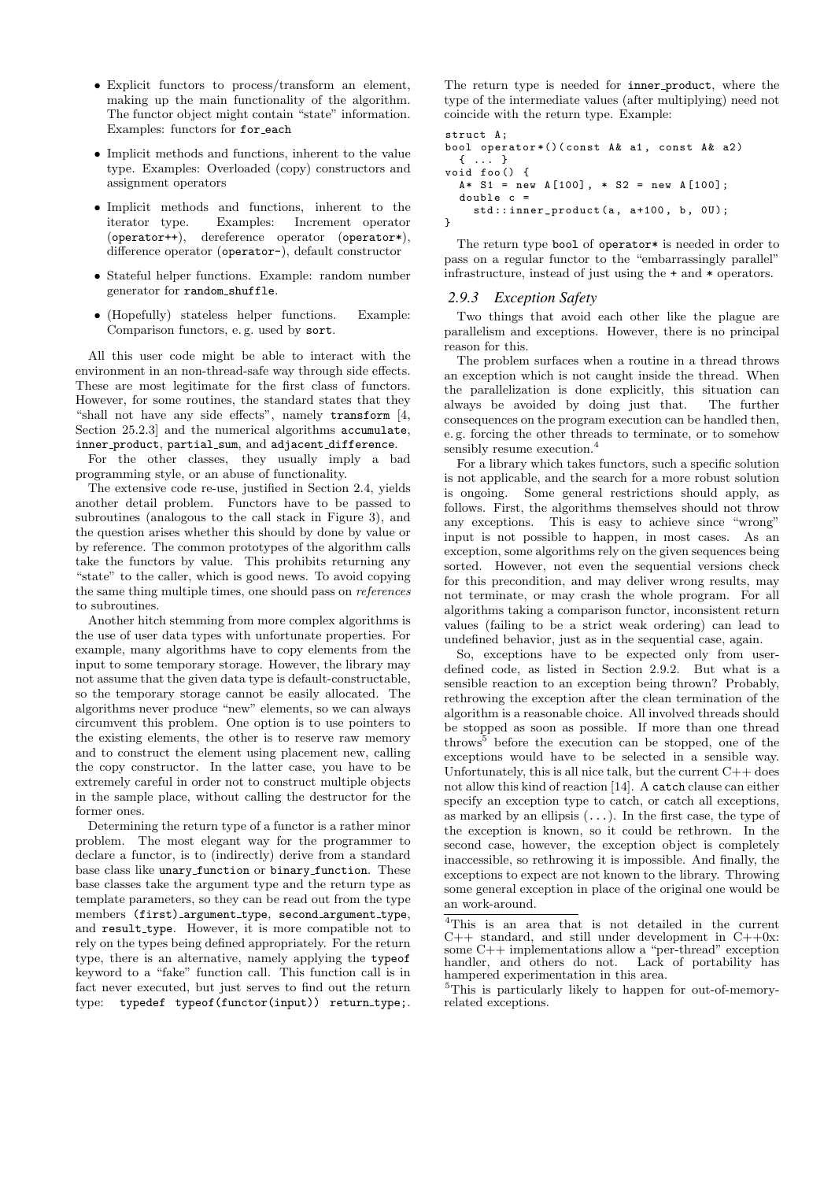- Explicit functors to process/transform an element, making up the main functionality of the algorithm. The functor object might contain "state" information. Examples: functors for `for_each`
- Implicit methods and functions, inherent to the value type. Examples: Overloaded (copy) constructors and assignment operators
- Implicit methods and functions, inherent to the iterator type. Examples: Increment operator (`operator++`), dereference operator (`operator*`), difference operator (`operator-`), default constructor
- Stateful helper functions. Example: random number generator for `random_shuffle`.
- (Hopefully) stateless helper functions. Example: Comparison functors, e. g. used by `sort`.

All this user code might be able to interact with the environment in an non-thread-safe way through side effects. These are most legitimate for the first class of functors. However, for some routines, the standard states that they "shall not have any side effects", namely `transform` [4, Section 25.2.3] and the numerical algorithms `accumulate`, `inner_product`, `partial_sum`, and `adjacent_difference`.

For the other classes, they usually imply a bad programming style, or an abuse of functionality.

The extensive code re-use, justified in Section 2.4, yields another detail problem. Functors have to be passed to subroutines (analogous to the call stack in Figure 3), and the question arises whether this should by done by value or by reference. The common prototypes of the algorithm calls take the functors by value. This prohibits returning any "state" to the caller, which is good news. To avoid copying the same thing multiple times, one should pass on *references* to subroutines.

Another hitch stemming from more complex algorithms is the use of user data types with unfortunate properties. For example, many algorithms have to copy elements from the input to some temporary storage. However, the library may not assume that the given data type is default-constructable, so the temporary storage cannot be easily allocated. The algorithms never produce "new" elements, so we can always circumvent this problem. One option is to use pointers to the existing elements, the other is to reserve raw memory and to construct the element using placement new, calling the copy constructor. In the latter case, you have to be extremely careful in order not to construct multiple objects in the sample place, without calling the destructor for the former ones.

Determining the return type of a functor is a rather minor problem. The most elegant way for the programmer to declare a functor, is to (indirectly) derive from a standard base class like `unary_function` or `binary_function`. These base classes take the argument type and the return type as template parameters, so they can be read out from the type members `(first)_argument_type`, `second_argument_type`, and `result_type`. However, it is more compatible not to rely on the types being defined appropriately. For the return type, there is an alternative, namely applying the `typeof` keyword to a "fake" function call. This function call is in fact never executed, but just serves to find out the return type: `typedef typeof(functor(input)) return_type;`.

The return type is needed for `inner_product`, where the type of the intermediate values (after multiplying) need not coincide with the return type. Example:

```
struct A;
bool operator*()(const A& a1, const A& a2)
  { ... }
void foo() {
  A* S1 = new A[100], * S2 = new A[100];
  double c =
    std::inner_product(a, a+100, b, 0U);
}
```

The return type `bool` of `operator*` is needed in order to pass on a regular functor to the "embarrassingly parallel" infrastructure, instead of just using the `+` and `*` operators.

### 2.9.3 Exception Safety

Two things that avoid each other like the plague are parallelism and exceptions. However, there is no principal reason for this.

The problem surfaces when a routine in a thread throws an exception which is not caught inside the thread. When the parallelization is done explicitly, this situation can always be avoided by doing just that. The further consequences on the program execution can be handled then, e. g. forcing the other threads to terminate, or to somehow sensibly resume execution.[4]

For a library which takes functors, such a specific solution is not applicable, and the search for a more robust solution is ongoing. Some general restrictions should apply, as follows. First, the algorithms themselves should not throw any exceptions. This is easy to achieve since "wrong" input is not possible to happen, in most cases. As an exception, some algorithms rely on the given sequences being sorted. However, not even the sequential versions check for this precondition, and may deliver wrong results, may not terminate, or may crash the whole program. For all algorithms taking a comparison functor, inconsistent return values (failing to be a strict weak ordering) can lead to undefined behavior, just as in the sequential case, again.

So, exceptions have to be expected only from user-defined code, as listed in Section 2.9.2. But what is a sensible reaction to an exception being thrown? Probably, rethrowing the exception after the clean termination of the algorithm is a reasonable choice. All involved threads should be stopped as soon as possible. If more than one thread throws[5] before the execution can be stopped, one of the exceptions would have to be selected in a sensible way. Unfortunately, this is all nice talk, but the current C++ does not allow this kind of reaction [14]. A `catch` clause can either specify an exception type to catch, or catch all exceptions, as marked by an ellipsis (...). In the first case, the type of the exception is known, so it could be rethrown. In the second case, however, the exception object is completely inaccessible, so rethrowing it is impossible. And finally, the exceptions to expect are not known to the library. Throwing some general exception in place of the original one would be an work-around.

[4]This is an area that is not detailed in the current C++ standard, and still under development in C++0x: some C++ implementations allow a "per-thread" exception handler, and others do not. Lack of portability has hampered experimentation in this area.

[5]This is particularly likely to happen for out-of-memory-related exceptions.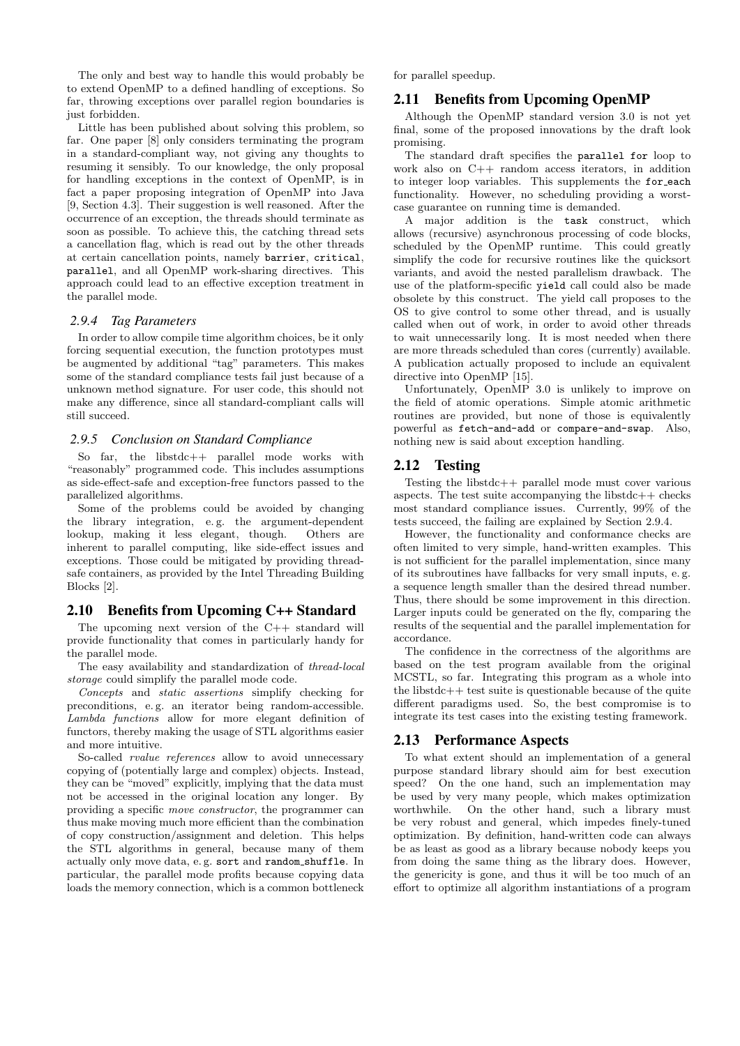The only and best way to handle this would probably be to extend OpenMP to a defined handling of exceptions. So far, throwing exceptions over parallel region boundaries is just forbidden.

Little has been published about solving this problem, so far. One paper [8] only considers terminating the program in a standard-compliant way, not giving any thoughts to resuming it sensibly. To our knowledge, the only proposal for handling exceptions in the context of OpenMP, is in fact a paper proposing integration of OpenMP into Java [9, Section 4.3]. Their suggestion is well reasoned. After the occurrence of an exception, the threads should terminate as soon as possible. To achieve this, the catching thread sets a cancellation flag, which is read out by the other threads at certain cancellation points, namely `barrier`, `critical`, `parallel`, and all OpenMP work-sharing directives. This approach could lead to an effective exception treatment in the parallel mode.

### 2.9.4 Tag Parameters

In order to allow compile time algorithm choices, be it only forcing sequential execution, the function prototypes must be augmented by additional "tag" parameters. This makes some of the standard compliance tests fail just because of a unknown method signature. For user code, this should not make any difference, since all standard-compliant calls will still succeed.

### 2.9.5 Conclusion on Standard Compliance

So far, the libstdc++ parallel mode works with "reasonably" programmed code. This includes assumptions as side-effect-safe and exception-free functors passed to the parallelized algorithms.

Some of the problems could be avoided by changing the library integration, e. g. the argument-dependent lookup, making it less elegant, though. Others are inherent to parallel computing, like side-effect issues and exceptions. Those could be mitigated by providing thread-safe containers, as provided by the Intel Threading Building Blocks [2].

## 2.10 Benefits from Upcoming C++ Standard

The upcoming next version of the C++ standard will provide functionality that comes in particularly handy for the parallel mode.

The easy availability and standardization of *thread-local storage* could simplify the parallel mode code.

*Concepts* and *static assertions* simplify checking for preconditions, e. g. an iterator being random-accessible. *Lambda functions* allow for more elegant definition of functors, thereby making the usage of STL algorithms easier and more intuitive.

So-called *rvalue references* allow to avoid unnecessary copying of (potentially large and complex) objects. Instead, they can be "moved" explicitly, implying that the data must not be accessed in the original location any longer. By providing a specific *move constructor*, the programmer can thus make moving much more efficient than the combination of copy construction/assignment and deletion. This helps the STL algorithms in general, because many of them actually only move data, e. g. `sort` and `random_shuffle`. In particular, the parallel mode profits because copying data loads the memory connection, which is a common bottleneck for parallel speedup.

## 2.11 Benefits from Upcoming OpenMP

Although the OpenMP standard version 3.0 is not yet final, some of the proposed innovations by the draft look promising.

The standard draft specifies the `parallel for` loop to work also on C++ random access iterators, in addition to integer loop variables. This supplements the `for_each` functionality. However, no scheduling providing a worst-case guarantee on running time is demanded.

A major addition is the `task` construct, which allows (recursive) asynchronous processing of code blocks, scheduled by the OpenMP runtime. This could greatly simplify the code for recursive routines like the quicksort variants, and avoid the nested parallelism drawback. The use of the platform-specific `yield` call could also be made obsolete by this construct. The yield call proposes to the OS to give control to some other thread, and is usually called when out of work, in order to avoid other threads to wait unnecessarily long. It is most needed when there are more threads scheduled than cores (currently) available. A publication actually proposed to include an equivalent directive into OpenMP [15].

Unfortunately, OpenMP 3.0 is unlikely to improve on the field of atomic operations. Simple atomic arithmetic routines are provided, but none of those is equivalently powerful as `fetch-and-add` or `compare-and-swap`. Also, nothing new is said about exception handling.

## 2.12 Testing

Testing the libstdc++ parallel mode must cover various aspects. The test suite accompanying the libstdc++ checks most standard compliance issues. Currently, 99% of the tests succeed, the failing are explained by Section 2.9.4.

However, the functionality and conformance checks are often limited to very simple, hand-written examples. This is not sufficient for the parallel implementation, since many of its subroutines have fallbacks for very small inputs, e. g. a sequence length smaller than the desired thread number. Thus, there should be some improvement in this direction. Larger inputs could be generated on the fly, comparing the results of the sequential and the parallel implementation for accordance.

The confidence in the correctness of the algorithms are based on the test program available from the original MCSTL, so far. Integrating this program as a whole into the libstdc++ test suite is questionable because of the quite different paradigms used. So, the best compromise is to integrate its test cases into the existing testing framework.

## 2.13 Performance Aspects

To what extent should an implementation of a general purpose standard library should aim for best execution speed? On the one hand, such an implementation may be used by very many people, which makes optimization worthwhile. On the other hand, such a library must be very robust and general, which impedes finely-tuned optimization. By definition, hand-written code can always be as least as good as a library because nobody keeps you from doing the same thing as the library does. However, the genericity is gone, and thus it will be too much of an effort to optimize all algorithm instantiations of a program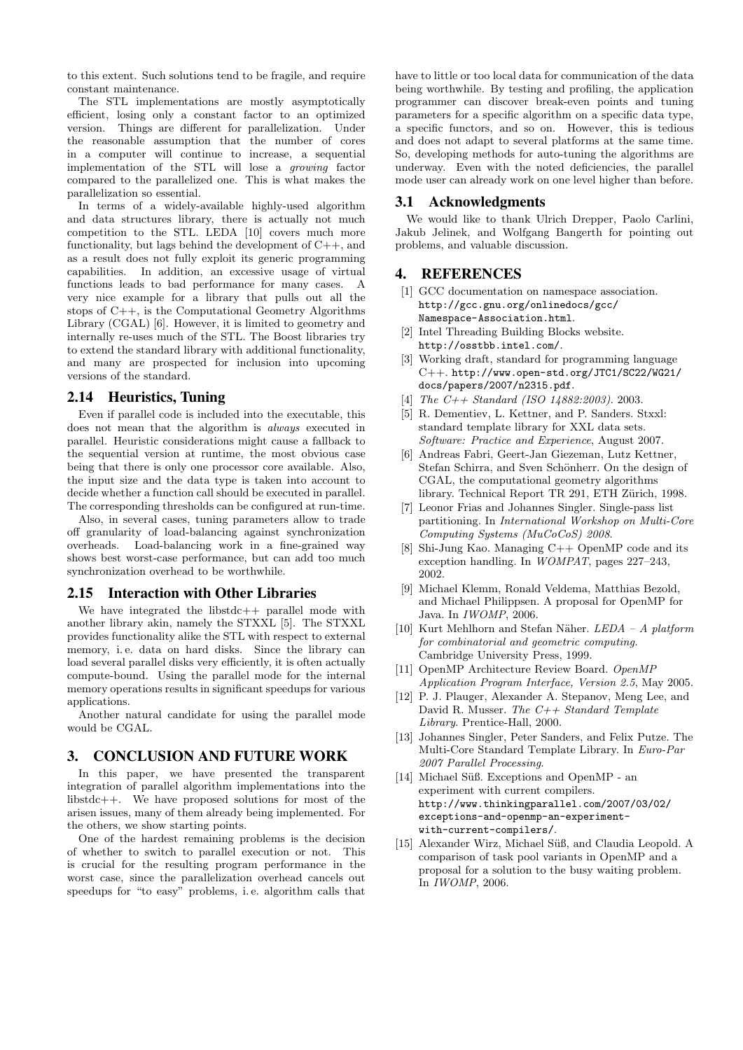to this extent. Such solutions tend to be fragile, and require constant maintenance.

The STL implementations are mostly asymptotically efficient, losing only a constant factor to an optimized version. Things are different for parallelization. Under the reasonable assumption that the number of cores in a computer will continue to increase, a sequential implementation of the STL will lose a *growing* factor compared to the parallelized one. This is what makes the parallelization so essential.

In terms of a widely-available highly-used algorithm and data structures library, there is actually not much competition to the STL. LEDA [10] covers much more functionality, but lags behind the development of C++, and as a result does not fully exploit its generic programming capabilities. In addition, an excessive usage of virtual functions leads to bad performance for many cases. A very nice example for a library that pulls out all the stops of C++, is the Computational Geometry Algorithms Library (CGAL) [6]. However, it is limited to geometry and internally re-uses much of the STL. The Boost libraries try to extend the standard library with additional functionality, and many are prospected for inclusion into upcoming versions of the standard.

### 2.14 Heuristics, Tuning

Even if parallel code is included into the executable, this does not mean that the algorithm is *always* executed in parallel. Heuristic considerations might cause a fallback to the sequential version at runtime, the most obvious case being that there is only one processor core available. Also, the input size and the data type is taken into account to decide whether a function call should be executed in parallel. The corresponding thresholds can be configured at run-time.

Also, in several cases, tuning parameters allow to trade off granularity of load-balancing against synchronization overheads. Load-balancing work in a fine-grained way shows best worst-case performance, but can add too much synchronization overhead to be worthwhile.

### 2.15 Interaction with Other Libraries

We have integrated the libstdc++ parallel mode with another library akin, namely the STXXL [5]. The STXXL provides functionality alike the STL with respect to external memory, i. e. data on hard disks. Since the library can load several parallel disks very efficiently, it is often actually compute-bound. Using the parallel mode for the internal memory operations results in significant speedups for various applications.

Another natural candidate for using the parallel mode would be CGAL.

## 3. CONCLUSION AND FUTURE WORK

In this paper, we have presented the transparent integration of parallel algorithm implementations into the libstdc++. We have proposed solutions for most of the arisen issues, many of them already being implemented. For the others, we show starting points.

One of the hardest remaining problems is the decision of whether to switch to parallel execution or not. This is crucial for the resulting program performance in the worst case, since the parallelization overhead cancels out speedups for "to easy" problems, i. e. algorithm calls that have to little or too local data for communication of the data being worthwhile. By testing and profiling, the application programmer can discover break-even points and tuning parameters for a specific algorithm on a specific data type, a specific functors, and so on. However, this is tedious and does not adapt to several platforms at the same time. So, developing methods for auto-tuning the algorithms are underway. Even with the noted deficiencies, the parallel mode user can already work on one level higher than before.

### 3.1 Acknowledgments

We would like to thank Ulrich Drepper, Paolo Carlini, Jakub Jelinek, and Wolfgang Bangerth for pointing out problems, and valuable discussion.

## 4. REFERENCES

[1] GCC documentation on namespace association. http://gcc.gnu.org/onlinedocs/gcc/Namespace-Association.html.

[2] Intel Threading Building Blocks website. http://osstbb.intel.com/.

[3] Working draft, standard for programming language C++. http://www.open-std.org/JTC1/SC22/WG21/docs/papers/2007/n2315.pdf.

[4] *The C++ Standard (ISO 14882:2003)*. 2003.

[5] R. Dementiev, L. Kettner, and P. Sanders. Stxxl: standard template library for XXL data sets. *Software: Practice and Experience*, August 2007.

[6] Andreas Fabri, Geert-Jan Giezeman, Lutz Kettner, Stefan Schirra, and Sven Schönherr. On the design of CGAL, the computational geometry algorithms library. Technical Report TR 291, ETH Zürich, 1998.

[7] Leonor Frias and Johannes Singler. Single-pass list partitioning. In *International Workshop on Multi-Core Computing Systems (MuCoCoS) 2008*.

[8] Shi-Jung Kao. Managing C++ OpenMP code and its exception handling. In *WOMPAT*, pages 227–243, 2002.

[9] Michael Klemm, Ronald Veldema, Matthias Bezold, and Michael Philippsen. A proposal for OpenMP for Java. In *IWOMP*, 2006.

[10] Kurt Mehlhorn and Stefan Näher. *LEDA – A platform for combinatorial and geometric computing*. Cambridge University Press, 1999.

[11] OpenMP Architecture Review Board. *OpenMP Application Program Interface, Version 2.5*, May 2005.

[12] P. J. Plauger, Alexander A. Stepanov, Meng Lee, and David R. Musser. *The C++ Standard Template Library*. Prentice-Hall, 2000.

[13] Johannes Singler, Peter Sanders, and Felix Putze. The Multi-Core Standard Template Library. In *Euro-Par 2007 Parallel Processing*.

[14] Michael Süß. Exceptions and OpenMP - an experiment with current compilers. http://www.thinkingparallel.com/2007/03/02/exceptions-and-openmp-an-experiment-with-current-compilers/.

[15] Alexander Wirz, Michael Süß, and Claudia Leopold. A comparison of task pool variants in OpenMP and a proposal for a solution to the busy waiting problem. In *IWOMP*, 2006.